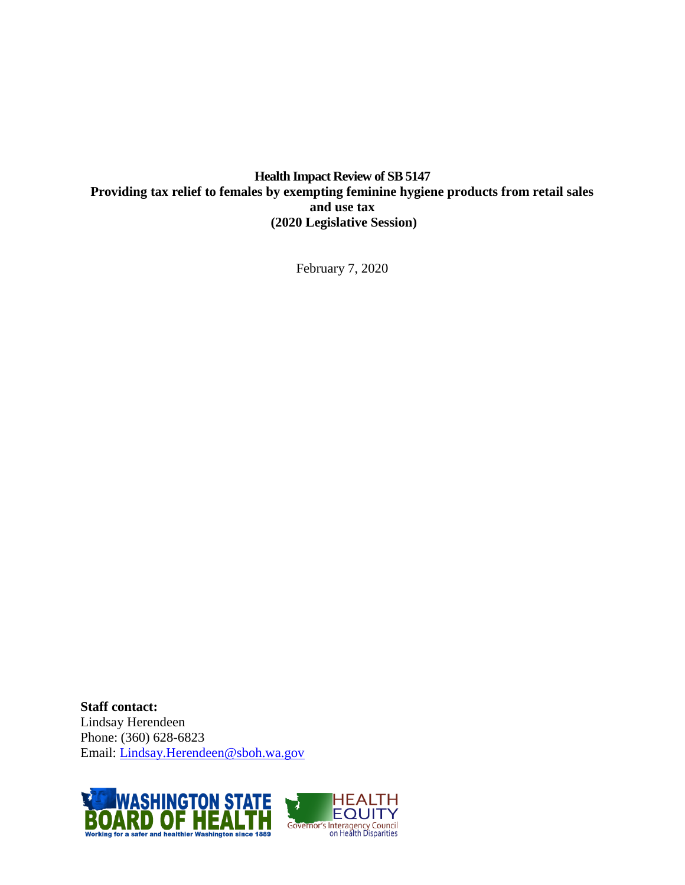# Health Impact Review of SB 5147

## Providing tax relief to females by exempting feminine hygiene products from retail sales and use tax

## (2020 Legislative Session)

February 7, 2020

**Staff contact:**
Lindsay Herendeen
Phone: (360) 628-6823
Email: Lindsay.Herendeen@sboh.wa.gov

WASHINGTON STATE BOARD OF HEALTH
Working for a safer and healthier Washington since 1889

HEALTH EQUITY
Governor's Interagency Council on Health Disparities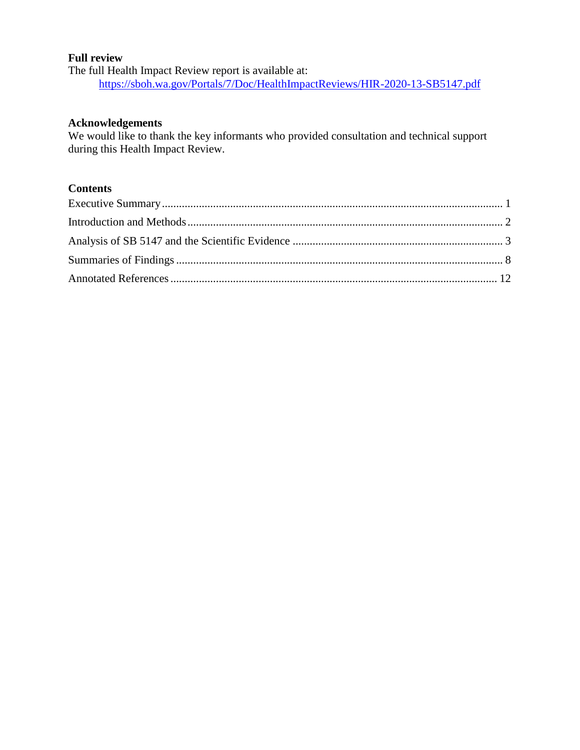**Full review**

The full Health Impact Review report is available at:

[https://sboh.wa.gov/Portals/7/Doc/HealthImpactReviews/HIR-2020-13-SB5147.pdf](https://sboh.wa.gov/Portals/7/Doc/HealthImpactReviews/HIR-2020-13-SB5147.pdf)

**Acknowledgements**

We would like to thank the key informants who provided consultation and technical support during this Health Impact Review.

**Contents**

Executive Summary ........................................................................................................................ 1

Introduction and Methods .............................................................................................................. 2

Analysis of SB 5147 and the Scientific Evidence .......................................................................... 3

Summaries of Findings .................................................................................................................. 8

Annotated References .................................................................................................................. 12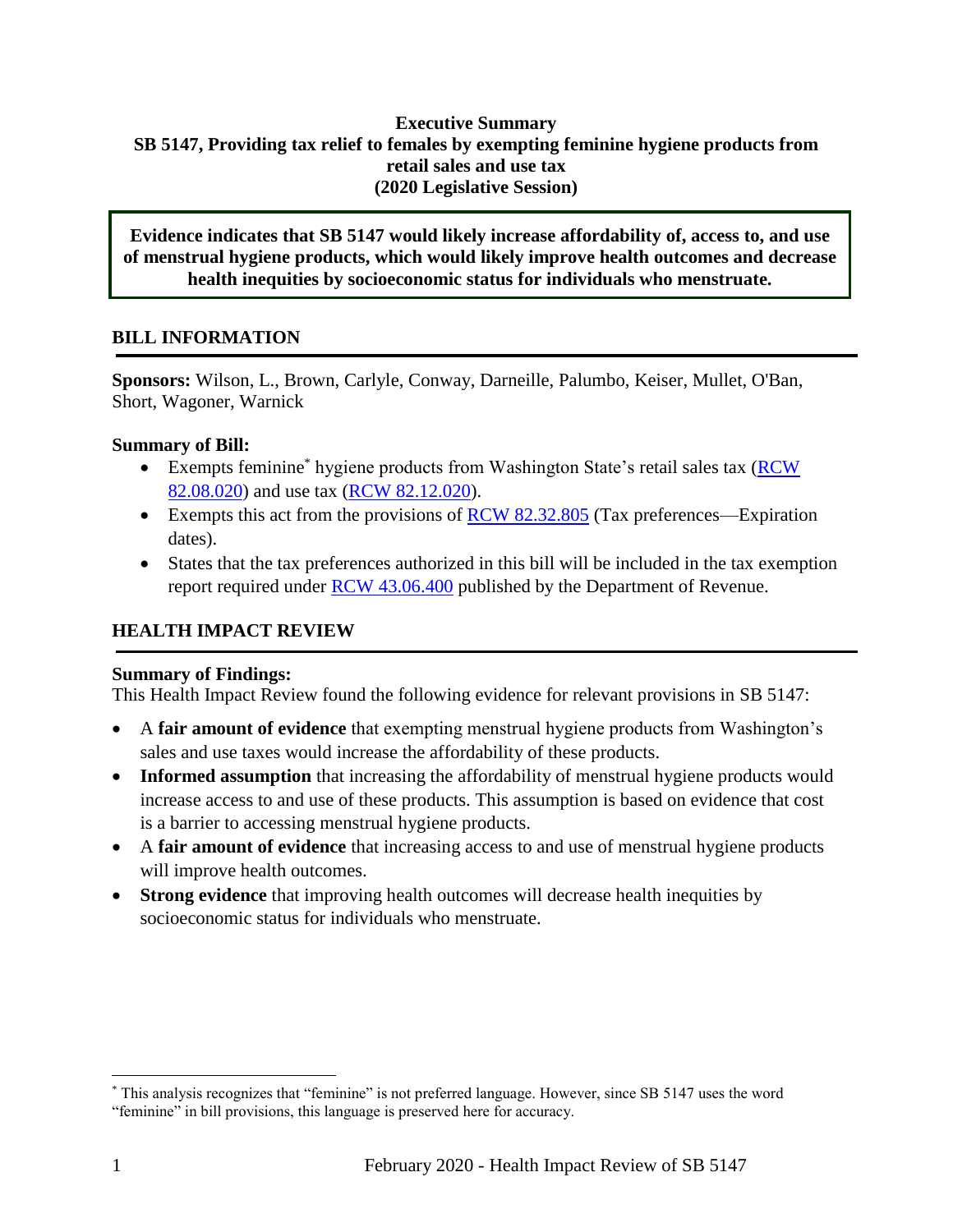**Executive Summary**
**SB 5147, Providing tax relief to females by exempting feminine hygiene products from retail sales and use tax**
**(2020 Legislative Session)**

**Evidence indicates that SB 5147 would likely increase affordability of, access to, and use of menstrual hygiene products, which would likely improve health outcomes and decrease health inequities by socioeconomic status for individuals who menstruate.**

## BILL INFORMATION

**Sponsors:** Wilson, L., Brown, Carlyle, Conway, Darneille, Palumbo, Keiser, Mullet, O'Ban, Short, Wagoner, Warnick

**Summary of Bill:**

- Exempts feminine* hygiene products from Washington State's retail sales tax (RCW 82.08.020) and use tax (RCW 82.12.020).
- Exempts this act from the provisions of RCW 82.32.805 (Tax preferences—Expiration dates).
- States that the tax preferences authorized in this bill will be included in the tax exemption report required under RCW 43.06.400 published by the Department of Revenue.

## HEALTH IMPACT REVIEW

**Summary of Findings:**
This Health Impact Review found the following evidence for relevant provisions in SB 5147:

- A **fair amount of evidence** that exempting menstrual hygiene products from Washington's sales and use taxes would increase the affordability of these products.
- **Informed assumption** that increasing the affordability of menstrual hygiene products would increase access to and use of these products. This assumption is based on evidence that cost is a barrier to accessing menstrual hygiene products.
- A **fair amount of evidence** that increasing access to and use of menstrual hygiene products will improve health outcomes.
- **Strong evidence** that improving health outcomes will decrease health inequities by socioeconomic status for individuals who menstruate.

* This analysis recognizes that "feminine" is not preferred language. However, since SB 5147 uses the word "feminine" in bill provisions, this language is preserved here for accuracy.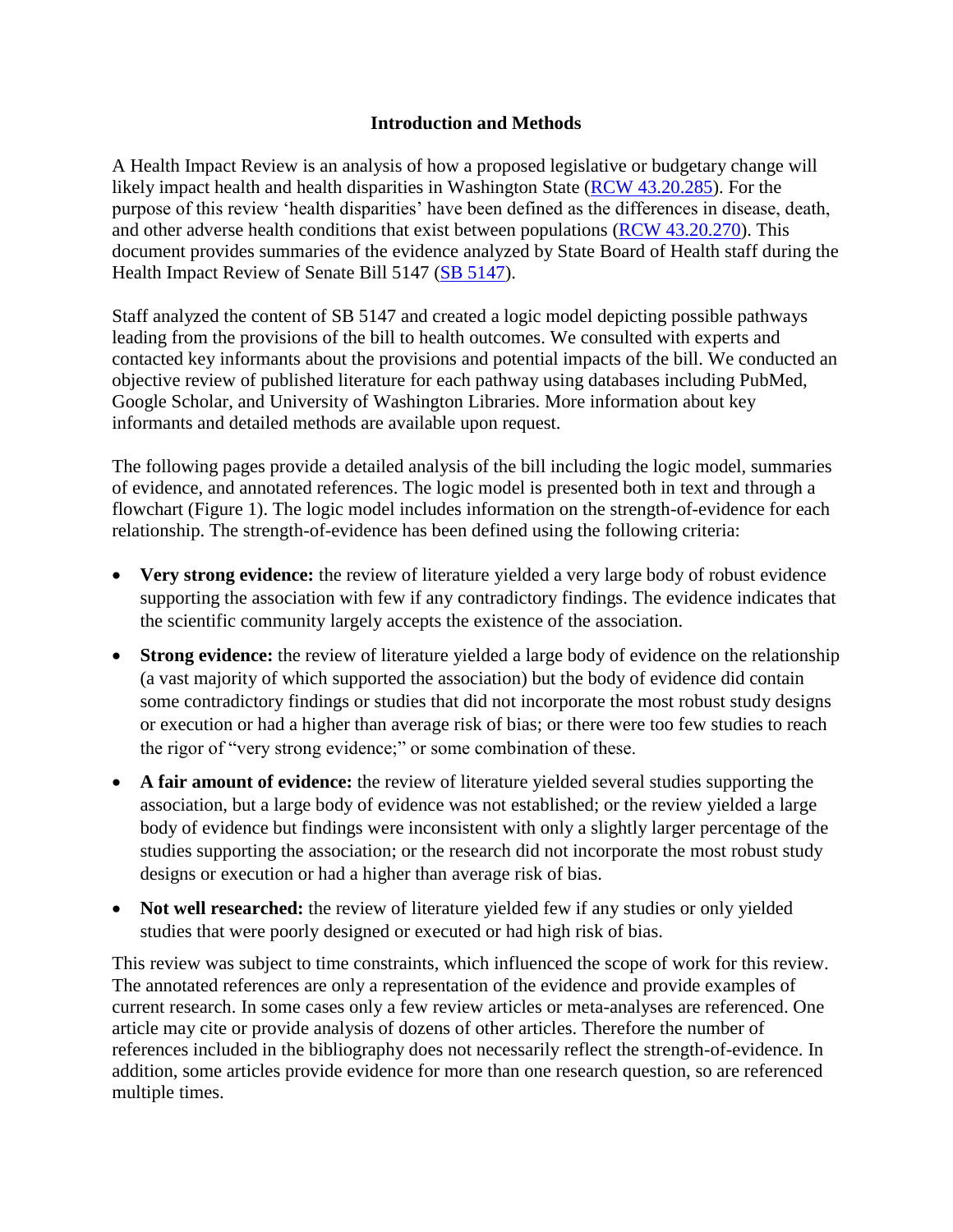## Introduction and Methods

A Health Impact Review is an analysis of how a proposed legislative or budgetary change will likely impact health and health disparities in Washington State (RCW 43.20.285). For the purpose of this review 'health disparities' have been defined as the differences in disease, death, and other adverse health conditions that exist between populations (RCW 43.20.270). This document provides summaries of the evidence analyzed by State Board of Health staff during the Health Impact Review of Senate Bill 5147 (SB 5147).

Staff analyzed the content of SB 5147 and created a logic model depicting possible pathways leading from the provisions of the bill to health outcomes. We consulted with experts and contacted key informants about the provisions and potential impacts of the bill. We conducted an objective review of published literature for each pathway using databases including PubMed, Google Scholar, and University of Washington Libraries. More information about key informants and detailed methods are available upon request.

The following pages provide a detailed analysis of the bill including the logic model, summaries of evidence, and annotated references. The logic model is presented both in text and through a flowchart (Figure 1). The logic model includes information on the strength-of-evidence for each relationship. The strength-of-evidence has been defined using the following criteria:

- **Very strong evidence:** the review of literature yielded a very large body of robust evidence supporting the association with few if any contradictory findings. The evidence indicates that the scientific community largely accepts the existence of the association.
- **Strong evidence:** the review of literature yielded a large body of evidence on the relationship (a vast majority of which supported the association) but the body of evidence did contain some contradictory findings or studies that did not incorporate the most robust study designs or execution or had a higher than average risk of bias; or there were too few studies to reach the rigor of "very strong evidence;" or some combination of these.
- **A fair amount of evidence:** the review of literature yielded several studies supporting the association, but a large body of evidence was not established; or the review yielded a large body of evidence but findings were inconsistent with only a slightly larger percentage of the studies supporting the association; or the research did not incorporate the most robust study designs or execution or had a higher than average risk of bias.
- **Not well researched:** the review of literature yielded few if any studies or only yielded studies that were poorly designed or executed or had high risk of bias.

This review was subject to time constraints, which influenced the scope of work for this review. The annotated references are only a representation of the evidence and provide examples of current research. In some cases only a few review articles or meta-analyses are referenced. One article may cite or provide analysis of dozens of other articles. Therefore the number of references included in the bibliography does not necessarily reflect the strength-of-evidence. In addition, some articles provide evidence for more than one research question, so are referenced multiple times.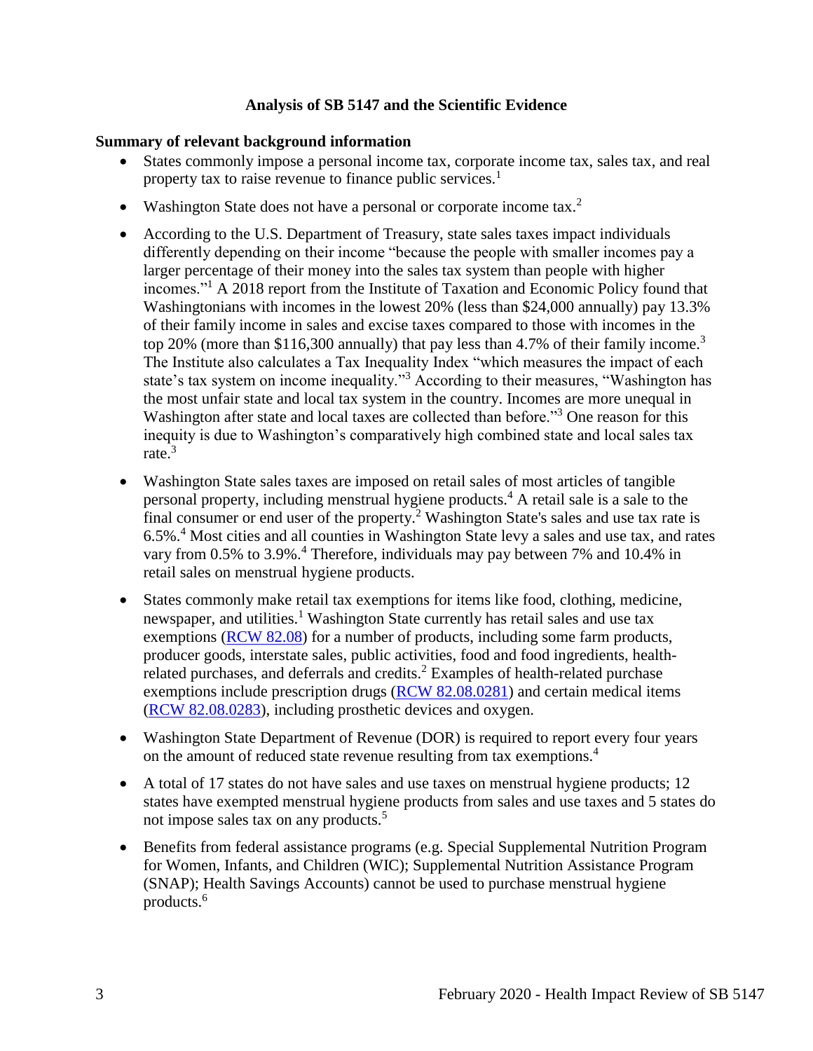## Analysis of SB 5147 and the Scientific Evidence

**Summary of relevant background information**

- States commonly impose a personal income tax, corporate income tax, sales tax, and real property tax to raise revenue to finance public services.[1]
- Washington State does not have a personal or corporate income tax.[2]
- According to the U.S. Department of Treasury, state sales taxes impact individuals differently depending on their income "because the people with smaller incomes pay a larger percentage of their money into the sales tax system than people with higher incomes."[1] A 2018 report from the Institute of Taxation and Economic Policy found that Washingtonians with incomes in the lowest 20% (less than $24,000 annually) pay 13.3% of their family income in sales and excise taxes compared to those with incomes in the top 20% (more than $116,300 annually) that pay less than 4.7% of their family income.[3] The Institute also calculates a Tax Inequality Index "which measures the impact of each state's tax system on income inequality."[3] According to their measures, "Washington has the most unfair state and local tax system in the country. Incomes are more unequal in Washington after state and local taxes are collected than before."[3] One reason for this inequity is due to Washington's comparatively high combined state and local sales tax rate.[3]
- Washington State sales taxes are imposed on retail sales of most articles of tangible personal property, including menstrual hygiene products.[4] A retail sale is a sale to the final consumer or end user of the property.[2] Washington State's sales and use tax rate is 6.5%.[4] Most cities and all counties in Washington State levy a sales and use tax, and rates vary from 0.5% to 3.9%.[4] Therefore, individuals may pay between 7% and 10.4% in retail sales on menstrual hygiene products.
- States commonly make retail tax exemptions for items like food, clothing, medicine, newspaper, and utilities.[1] Washington State currently has retail sales and use tax exemptions (RCW 82.08) for a number of products, including some farm products, producer goods, interstate sales, public activities, food and food ingredients, health-related purchases, and deferrals and credits.[2] Examples of health-related purchase exemptions include prescription drugs (RCW 82.08.0281) and certain medical items (RCW 82.08.0283), including prosthetic devices and oxygen.
- Washington State Department of Revenue (DOR) is required to report every four years on the amount of reduced state revenue resulting from tax exemptions.[4]
- A total of 17 states do not have sales and use taxes on menstrual hygiene products; 12 states have exempted menstrual hygiene products from sales and use taxes and 5 states do not impose sales tax on any products.[5]
- Benefits from federal assistance programs (e.g. Special Supplemental Nutrition Program for Women, Infants, and Children (WIC); Supplemental Nutrition Assistance Program (SNAP); Health Savings Accounts) cannot be used to purchase menstrual hygiene products.[6]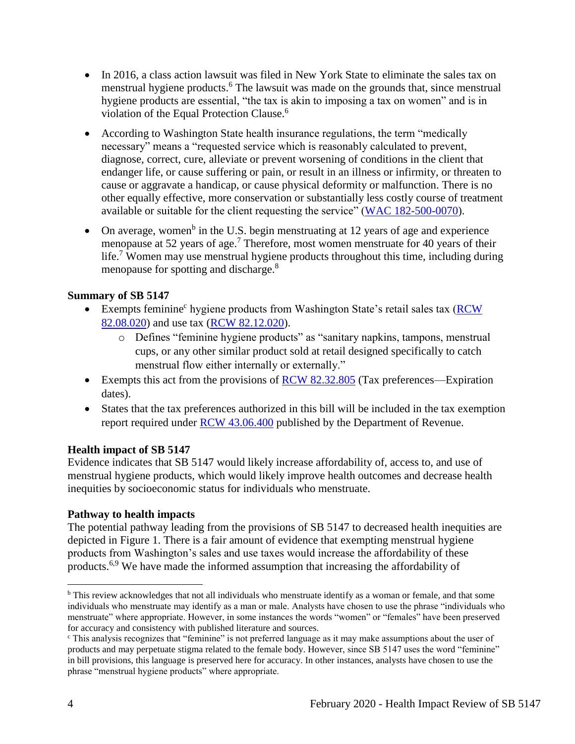- In 2016, a class action lawsuit was filed in New York State to eliminate the sales tax on menstrual hygiene products.[6] The lawsuit was made on the grounds that, since menstrual hygiene products are essential, "the tax is akin to imposing a tax on women" and is in violation of the Equal Protection Clause.[6]
- According to Washington State health insurance regulations, the term "medically necessary" means a "requested service which is reasonably calculated to prevent, diagnose, correct, cure, alleviate or prevent worsening of conditions in the client that endanger life, or cause suffering or pain, or result in an illness or infirmity, or threaten to cause or aggravate a handicap, or cause physical deformity or malfunction. There is no other equally effective, more conservation or substantially less costly course of treatment available or suitable for the client requesting the service" (WAC 182-500-0070).
- On average, women[b] in the U.S. begin menstruating at 12 years of age and experience menopause at 52 years of age.[7] Therefore, most women menstruate for 40 years of their life.[7] Women may use menstrual hygiene products throughout this time, including during menopause for spotting and discharge.[8]

**Summary of SB 5147**

- Exempts feminine[c] hygiene products from Washington State's retail sales tax (RCW 82.08.020) and use tax (RCW 82.12.020).
  - Defines "feminine hygiene products" as "sanitary napkins, tampons, menstrual cups, or any other similar product sold at retail designed specifically to catch menstrual flow either internally or externally."
- Exempts this act from the provisions of RCW 82.32.805 (Tax preferences—Expiration dates).
- States that the tax preferences authorized in this bill will be included in the tax exemption report required under RCW 43.06.400 published by the Department of Revenue.

**Health impact of SB 5147**

Evidence indicates that SB 5147 would likely increase affordability of, access to, and use of menstrual hygiene products, which would likely improve health outcomes and decrease health inequities by socioeconomic status for individuals who menstruate.

**Pathway to health impacts**

The potential pathway leading from the provisions of SB 5147 to decreased health inequities are depicted in Figure 1. There is a fair amount of evidence that exempting menstrual hygiene products from Washington's sales and use taxes would increase the affordability of these products.[6,9] We have made the informed assumption that increasing the affordability of

---

[b] This review acknowledges that not all individuals who menstruate identify as a woman or female, and that some individuals who menstruate may identify as a man or male. Analysts have chosen to use the phrase "individuals who menstruate" where appropriate. However, in some instances the words "women" or "females" have been preserved for accuracy and consistency with published literature and sources.

[c] This analysis recognizes that "feminine" is not preferred language as it may make assumptions about the user of products and may perpetuate stigma related to the female body. However, since SB 5147 uses the word "feminine" in bill provisions, this language is preserved here for accuracy. In other instances, analysts have chosen to use the phrase "menstrual hygiene products" where appropriate.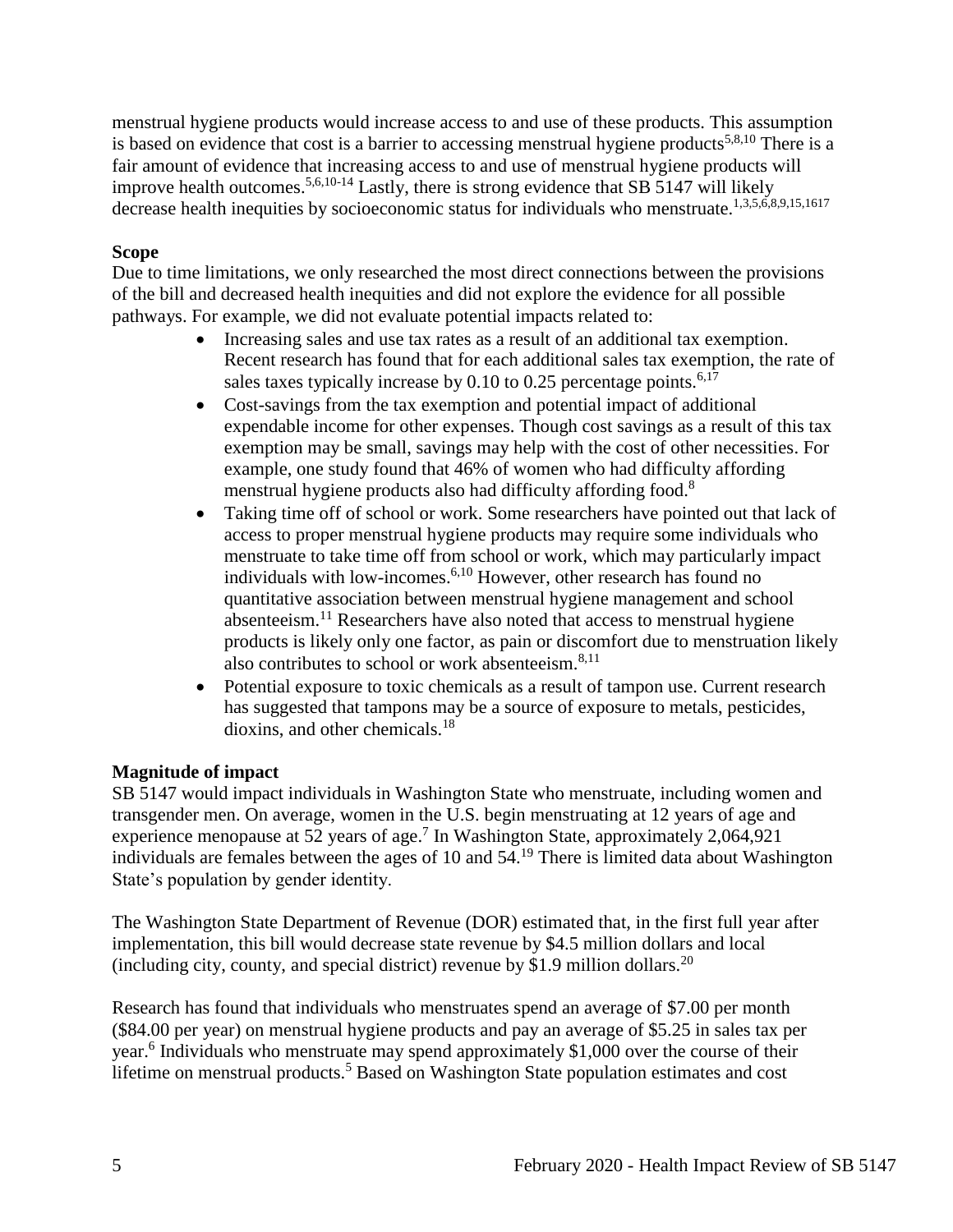menstrual hygiene products would increase access to and use of these products. This assumption is based on evidence that cost is a barrier to accessing menstrual hygiene products[5,8,10] There is a fair amount of evidence that increasing access to and use of menstrual hygiene products will improve health outcomes.[5,6,10-14] Lastly, there is strong evidence that SB 5147 will likely decrease health inequities by socioeconomic status for individuals who menstruate.[1,3,5,6,8,9,15,1617]

**Scope**

Due to time limitations, we only researched the most direct connections between the provisions of the bill and decreased health inequities and did not explore the evidence for all possible pathways. For example, we did not evaluate potential impacts related to:

- Increasing sales and use tax rates as a result of an additional tax exemption. Recent research has found that for each additional sales tax exemption, the rate of sales taxes typically increase by 0.10 to 0.25 percentage points.[6,17]
- Cost-savings from the tax exemption and potential impact of additional expendable income for other expenses. Though cost savings as a result of this tax exemption may be small, savings may help with the cost of other necessities. For example, one study found that 46% of women who had difficulty affording menstrual hygiene products also had difficulty affording food.[8]
- Taking time off of school or work. Some researchers have pointed out that lack of access to proper menstrual hygiene products may require some individuals who menstruate to take time off from school or work, which may particularly impact individuals with low-incomes.[6,10] However, other research has found no quantitative association between menstrual hygiene management and school absenteeism.[11] Researchers have also noted that access to menstrual hygiene products is likely only one factor, as pain or discomfort due to menstruation likely also contributes to school or work absenteeism.[8,11]
- Potential exposure to toxic chemicals as a result of tampon use. Current research has suggested that tampons may be a source of exposure to metals, pesticides, dioxins, and other chemicals.[18]

**Magnitude of impact**

SB 5147 would impact individuals in Washington State who menstruate, including women and transgender men. On average, women in the U.S. begin menstruating at 12 years of age and experience menopause at 52 years of age.[7] In Washington State, approximately 2,064,921 individuals are females between the ages of 10 and 54.[19] There is limited data about Washington State's population by gender identity.

The Washington State Department of Revenue (DOR) estimated that, in the first full year after implementation, this bill would decrease state revenue by $4.5 million dollars and local (including city, county, and special district) revenue by $1.9 million dollars.[20]

Research has found that individuals who menstruates spend an average of $7.00 per month ($84.00 per year) on menstrual hygiene products and pay an average of $5.25 in sales tax per year.[6] Individuals who menstruate may spend approximately $1,000 over the course of their lifetime on menstrual products.[5] Based on Washington State population estimates and cost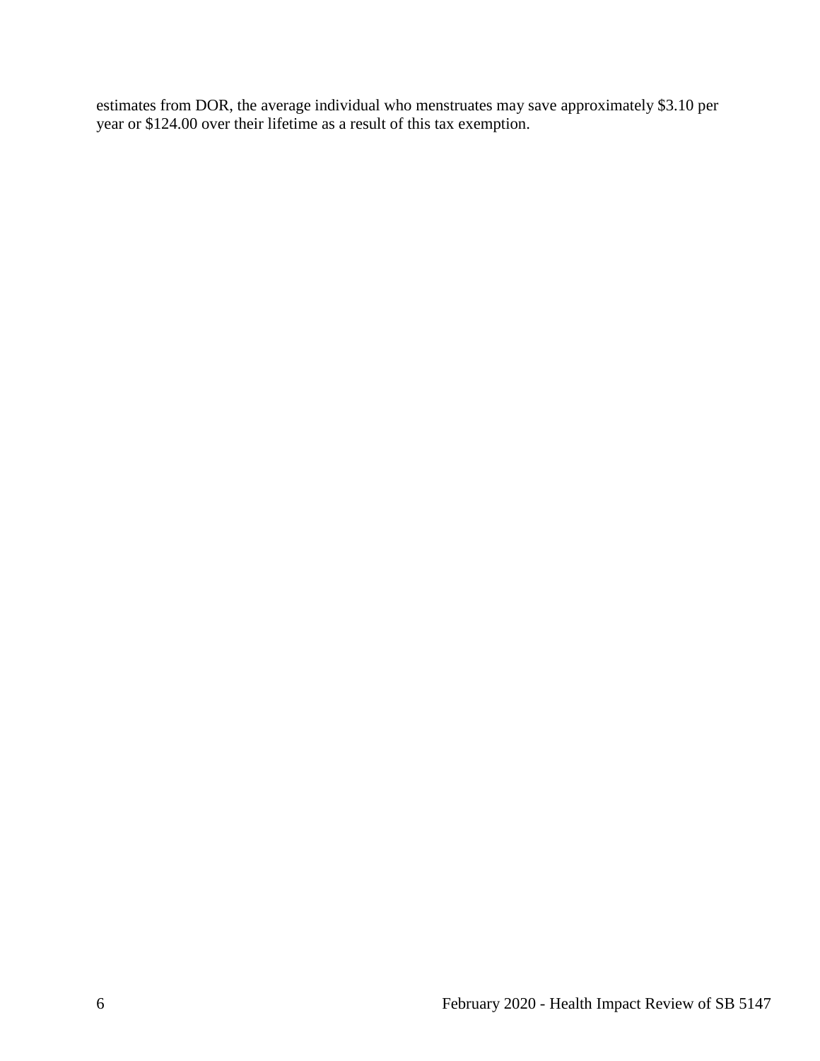estimates from DOR, the average individual who menstruates may save approximately $3.10 per year or $124.00 over their lifetime as a result of this tax exemption.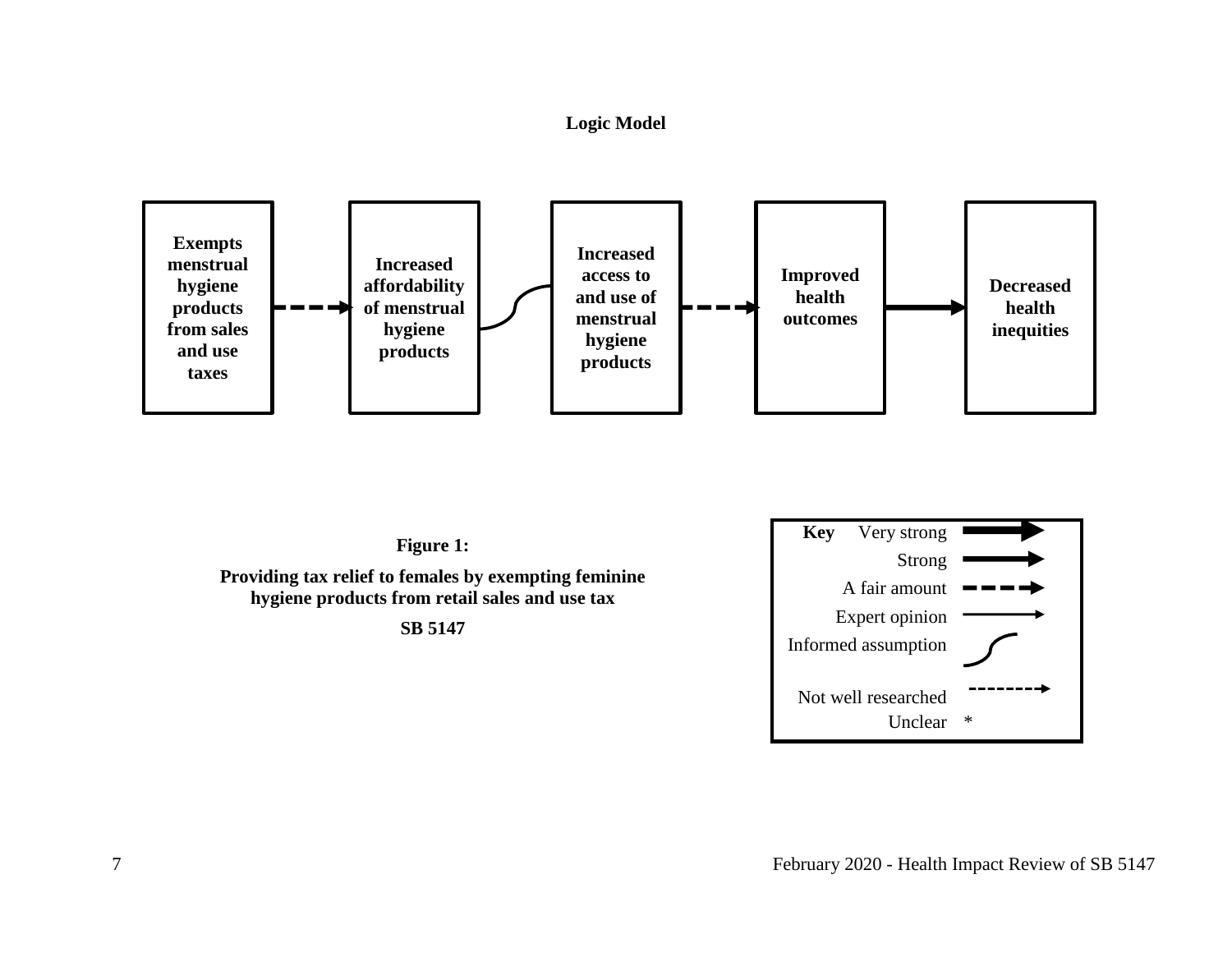**Logic Model**

**Exempts menstrual hygiene products from sales and use taxes** → **Increased affordability of menstrual hygiene products** → **Increased access to and use of menstrual hygiene products** → **Improved health outcomes** → **Decreased health inequities**

**Figure 1:**

**Providing tax relief to females by exempting feminine hygiene products from retail sales and use tax**

**SB 5147**

**Key**

- Very strong
- Strong
- A fair amount
- Expert opinion
- Informed assumption
- Not well researched
- Unclear *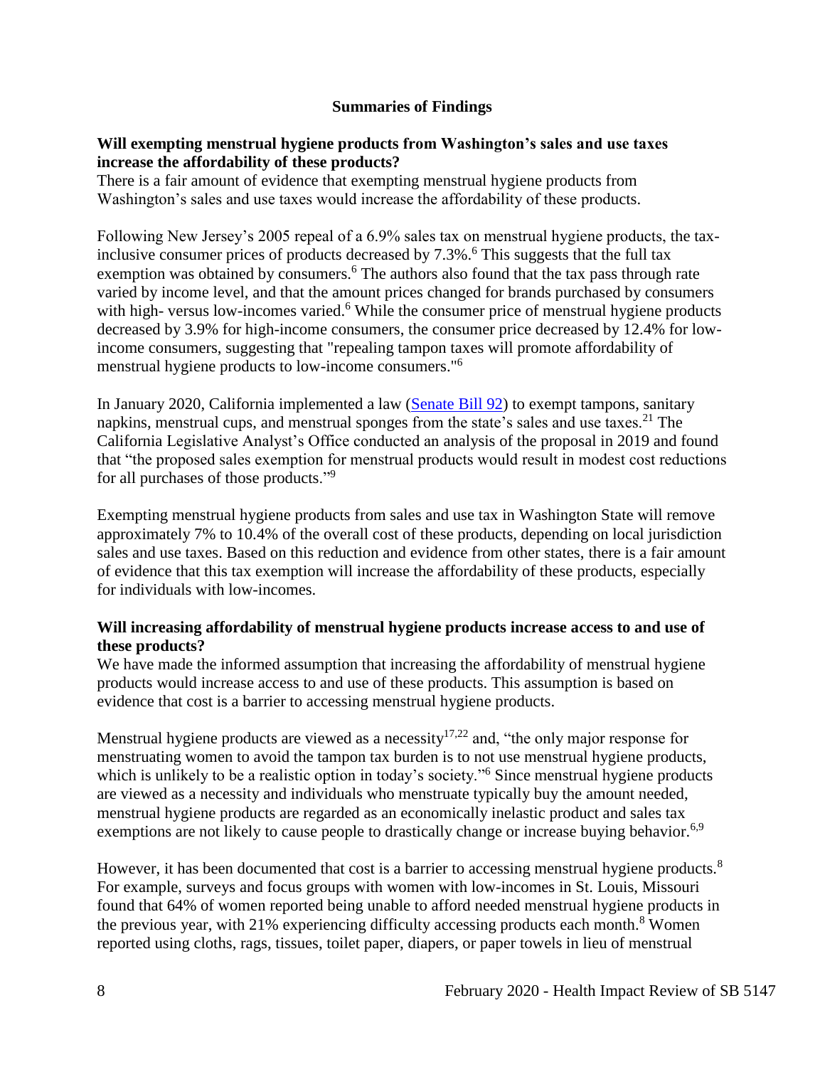## Summaries of Findings

**Will exempting menstrual hygiene products from Washington's sales and use taxes increase the affordability of these products?**

There is a fair amount of evidence that exempting menstrual hygiene products from Washington's sales and use taxes would increase the affordability of these products.

Following New Jersey's 2005 repeal of a 6.9% sales tax on menstrual hygiene products, the tax-inclusive consumer prices of products decreased by 7.3%.[6] This suggests that the full tax exemption was obtained by consumers.[6] The authors also found that the tax pass through rate varied by income level, and that the amount prices changed for brands purchased by consumers with high- versus low-incomes varied.[6] While the consumer price of menstrual hygiene products decreased by 3.9% for high-income consumers, the consumer price decreased by 12.4% for low-income consumers, suggesting that "repealing tampon taxes will promote affordability of menstrual hygiene products to low-income consumers."[6]

In January 2020, California implemented a law ([Senate Bill 92]) to exempt tampons, sanitary napkins, menstrual cups, and menstrual sponges from the state's sales and use taxes.[21] The California Legislative Analyst's Office conducted an analysis of the proposal in 2019 and found that "the proposed sales exemption for menstrual products would result in modest cost reductions for all purchases of those products."[9]

Exempting menstrual hygiene products from sales and use tax in Washington State will remove approximately 7% to 10.4% of the overall cost of these products, depending on local jurisdiction sales and use taxes. Based on this reduction and evidence from other states, there is a fair amount of evidence that this tax exemption will increase the affordability of these products, especially for individuals with low-incomes.

**Will increasing affordability of menstrual hygiene products increase access to and use of these products?**

We have made the informed assumption that increasing the affordability of menstrual hygiene products would increase access to and use of these products. This assumption is based on evidence that cost is a barrier to accessing menstrual hygiene products.

Menstrual hygiene products are viewed as a necessity[17,22] and, "the only major response for menstruating women to avoid the tampon tax burden is to not use menstrual hygiene products, which is unlikely to be a realistic option in today's society."[6] Since menstrual hygiene products are viewed as a necessity and individuals who menstruate typically buy the amount needed, menstrual hygiene products are regarded as an economically inelastic product and sales tax exemptions are not likely to cause people to drastically change or increase buying behavior.[6,9]

However, it has been documented that cost is a barrier to accessing menstrual hygiene products.[8] For example, surveys and focus groups with women with low-incomes in St. Louis, Missouri found that 64% of women reported being unable to afford needed menstrual hygiene products in the previous year, with 21% experiencing difficulty accessing products each month.[8] Women reported using cloths, rags, tissues, toilet paper, diapers, or paper towels in lieu of menstrual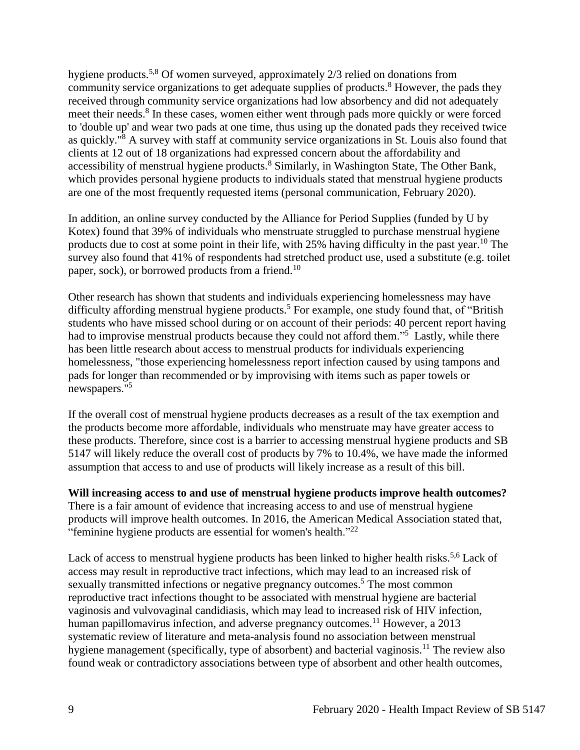hygiene products.[5,8] Of women surveyed, approximately 2/3 relied on donations from community service organizations to get adequate supplies of products.[8] However, the pads they received through community service organizations had low absorbency and did not adequately meet their needs.[8] In these cases, women either went through pads more quickly or were forced to 'double up' and wear two pads at one time, thus using up the donated pads they received twice as quickly."[8] A survey with staff at community service organizations in St. Louis also found that clients at 12 out of 18 organizations had expressed concern about the affordability and accessibility of menstrual hygiene products.[8] Similarly, in Washington State, The Other Bank, which provides personal hygiene products to individuals stated that menstrual hygiene products are one of the most frequently requested items (personal communication, February 2020).

In addition, an online survey conducted by the Alliance for Period Supplies (funded by U by Kotex) found that 39% of individuals who menstruate struggled to purchase menstrual hygiene products due to cost at some point in their life, with 25% having difficulty in the past year.[10] The survey also found that 41% of respondents had stretched product use, used a substitute (e.g. toilet paper, sock), or borrowed products from a friend.[10]

Other research has shown that students and individuals experiencing homelessness may have difficulty affording menstrual hygiene products.[5] For example, one study found that, of "British students who have missed school during or on account of their periods: 40 percent report having had to improvise menstrual products because they could not afford them."[5] Lastly, while there has been little research about access to menstrual products for individuals experiencing homelessness, "those experiencing homelessness report infection caused by using tampons and pads for longer than recommended or by improvising with items such as paper towels or newspapers."[5]

If the overall cost of menstrual hygiene products decreases as a result of the tax exemption and the products become more affordable, individuals who menstruate may have greater access to these products. Therefore, since cost is a barrier to accessing menstrual hygiene products and SB 5147 will likely reduce the overall cost of products by 7% to 10.4%, we have made the informed assumption that access to and use of products will likely increase as a result of this bill.

**Will increasing access to and use of menstrual hygiene products improve health outcomes?**
There is a fair amount of evidence that increasing access to and use of menstrual hygiene products will improve health outcomes. In 2016, the American Medical Association stated that, "feminine hygiene products are essential for women's health."[22]

Lack of access to menstrual hygiene products has been linked to higher health risks.[5,6] Lack of access may result in reproductive tract infections, which may lead to an increased risk of sexually transmitted infections or negative pregnancy outcomes.[5] The most common reproductive tract infections thought to be associated with menstrual hygiene are bacterial vaginosis and vulvovaginal candidiasis, which may lead to increased risk of HIV infection, human papillomavirus infection, and adverse pregnancy outcomes.[11] However, a 2013 systematic review of literature and meta-analysis found no association between menstrual hygiene management (specifically, type of absorbent) and bacterial vaginosis.[11] The review also found weak or contradictory associations between type of absorbent and other health outcomes,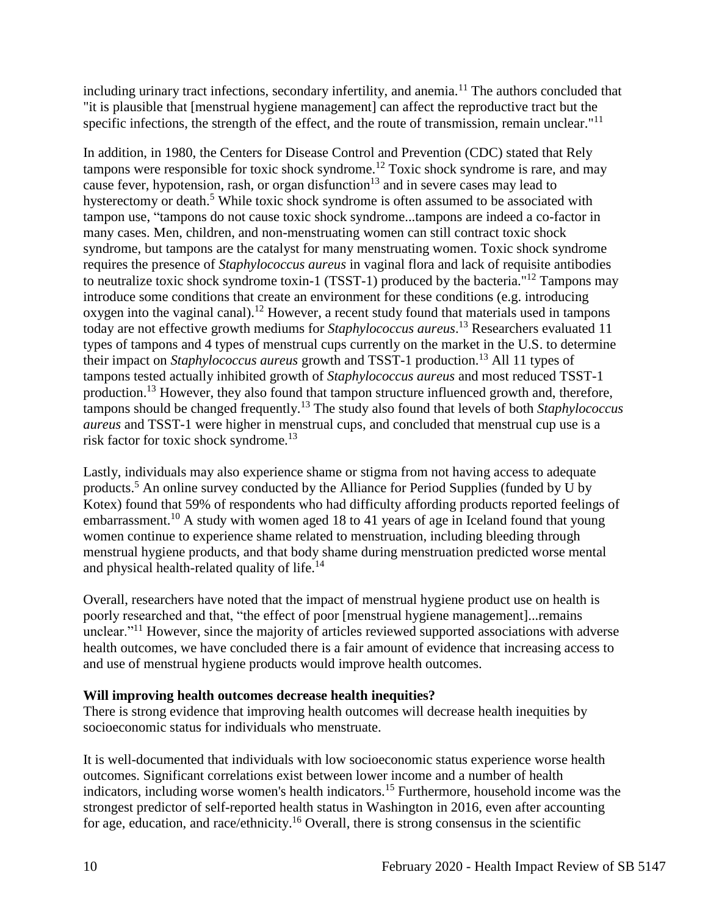including urinary tract infections, secondary infertility, and anemia.[11] The authors concluded that "it is plausible that [menstrual hygiene management] can affect the reproductive tract but the specific infections, the strength of the effect, and the route of transmission, remain unclear."[11]

In addition, in 1980, the Centers for Disease Control and Prevention (CDC) stated that Rely tampons were responsible for toxic shock syndrome.[12] Toxic shock syndrome is rare, and may cause fever, hypotension, rash, or organ disfunction[13] and in severe cases may lead to hysterectomy or death.[5] While toxic shock syndrome is often assumed to be associated with tampon use, "tampons do not cause toxic shock syndrome...tampons are indeed a co-factor in many cases. Men, children, and non-menstruating women can still contract toxic shock syndrome, but tampons are the catalyst for many menstruating women. Toxic shock syndrome requires the presence of *Staphylococcus aureus* in vaginal flora and lack of requisite antibodies to neutralize toxic shock syndrome toxin-1 (TSST-1) produced by the bacteria."[12] Tampons may introduce some conditions that create an environment for these conditions (e.g. introducing oxygen into the vaginal canal).[12] However, a recent study found that materials used in tampons today are not effective growth mediums for *Staphylococcus aureus*.[13] Researchers evaluated 11 types of tampons and 4 types of menstrual cups currently on the market in the U.S. to determine their impact on *Staphylococcus aureus* growth and TSST-1 production.[13] All 11 types of tampons tested actually inhibited growth of *Staphylococcus aureus* and most reduced TSST-1 production.[13] However, they also found that tampon structure influenced growth and, therefore, tampons should be changed frequently.[13] The study also found that levels of both *Staphylococcus aureus* and TSST-1 were higher in menstrual cups, and concluded that menstrual cup use is a risk factor for toxic shock syndrome.[13]

Lastly, individuals may also experience shame or stigma from not having access to adequate products.[5] An online survey conducted by the Alliance for Period Supplies (funded by U by Kotex) found that 59% of respondents who had difficulty affording products reported feelings of embarrassment.[10] A study with women aged 18 to 41 years of age in Iceland found that young women continue to experience shame related to menstruation, including bleeding through menstrual hygiene products, and that body shame during menstruation predicted worse mental and physical health-related quality of life.[14]

Overall, researchers have noted that the impact of menstrual hygiene product use on health is poorly researched and that, "the effect of poor [menstrual hygiene management]...remains unclear."[11] However, since the majority of articles reviewed supported associations with adverse health outcomes, we have concluded there is a fair amount of evidence that increasing access to and use of menstrual hygiene products would improve health outcomes.

**Will improving health outcomes decrease health inequities?**

There is strong evidence that improving health outcomes will decrease health inequities by socioeconomic status for individuals who menstruate.

It is well-documented that individuals with low socioeconomic status experience worse health outcomes. Significant correlations exist between lower income and a number of health indicators, including worse women's health indicators.[15] Furthermore, household income was the strongest predictor of self-reported health status in Washington in 2016, even after accounting for age, education, and race/ethnicity.[16] Overall, there is strong consensus in the scientific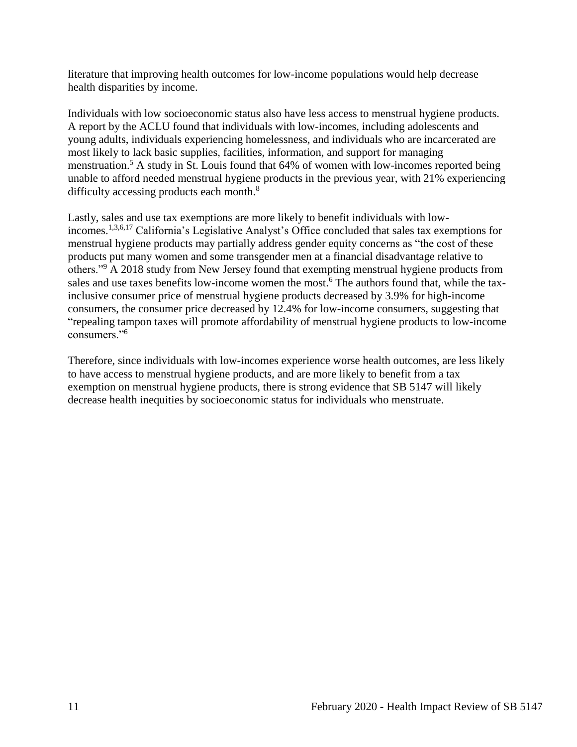literature that improving health outcomes for low-income populations would help decrease health disparities by income.

Individuals with low socioeconomic status also have less access to menstrual hygiene products. A report by the ACLU found that individuals with low-incomes, including adolescents and young adults, individuals experiencing homelessness, and individuals who are incarcerated are most likely to lack basic supplies, facilities, information, and support for managing menstruation.[5] A study in St. Louis found that 64% of women with low-incomes reported being unable to afford needed menstrual hygiene products in the previous year, with 21% experiencing difficulty accessing products each month.[8]

Lastly, sales and use tax exemptions are more likely to benefit individuals with low-incomes.[1,3,6,17] California's Legislative Analyst's Office concluded that sales tax exemptions for menstrual hygiene products may partially address gender equity concerns as "the cost of these products put many women and some transgender men at a financial disadvantage relative to others."[9] A 2018 study from New Jersey found that exempting menstrual hygiene products from sales and use taxes benefits low-income women the most.[6] The authors found that, while the tax-inclusive consumer price of menstrual hygiene products decreased by 3.9% for high-income consumers, the consumer price decreased by 12.4% for low-income consumers, suggesting that "repealing tampon taxes will promote affordability of menstrual hygiene products to low-income consumers."[6]

Therefore, since individuals with low-incomes experience worse health outcomes, are less likely to have access to menstrual hygiene products, and are more likely to benefit from a tax exemption on menstrual hygiene products, there is strong evidence that SB 5147 will likely decrease health inequities by socioeconomic status for individuals who menstruate.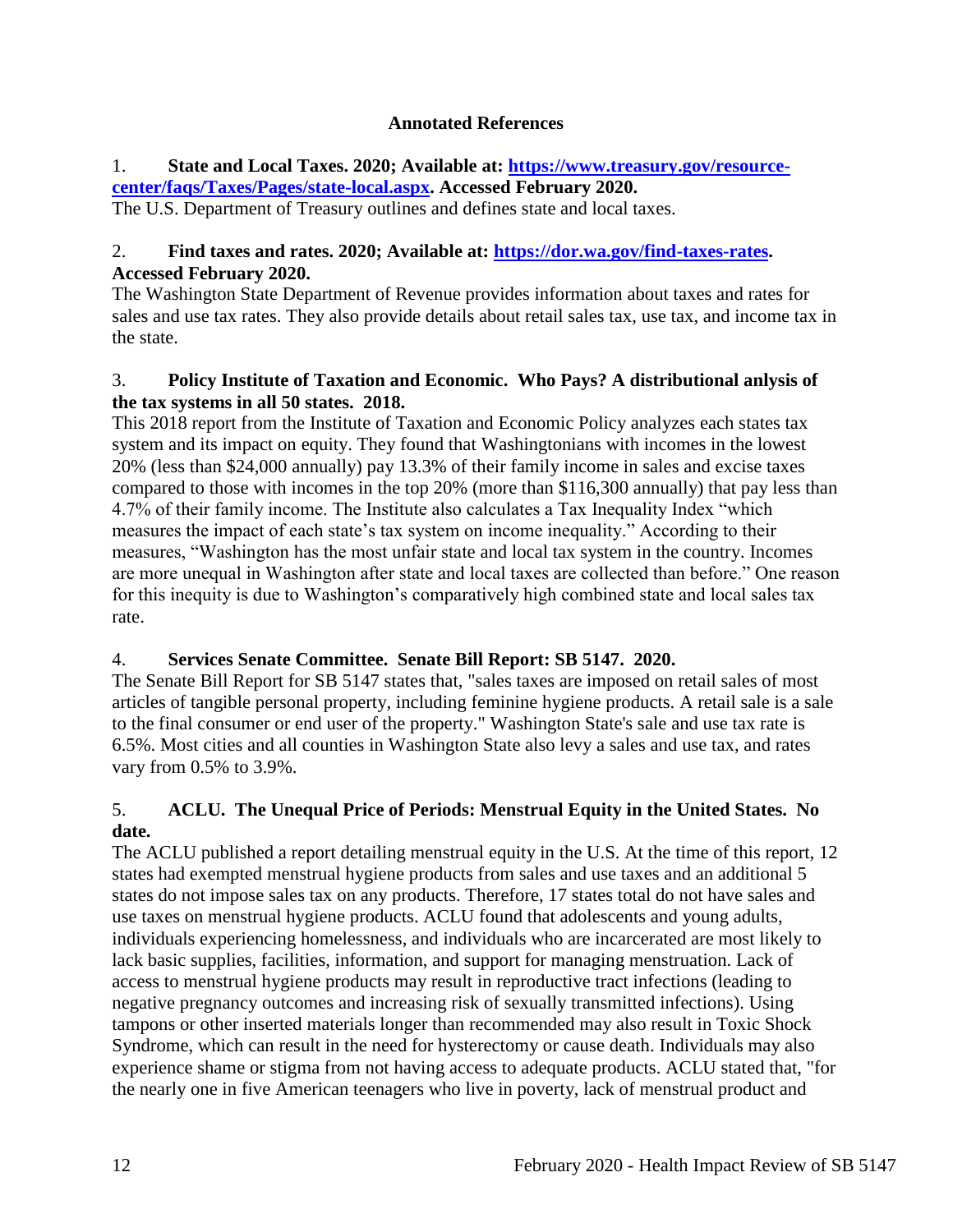**Annotated References**

1. **State and Local Taxes. 2020; Available at: [https://www.treasury.gov/resource-center/faqs/Taxes/Pages/state-local.aspx](https://www.treasury.gov/resource-center/faqs/Taxes/Pages/state-local.aspx). Accessed February 2020.**

The U.S. Department of Treasury outlines and defines state and local taxes.

2. **Find taxes and rates. 2020; Available at: [https://dor.wa.gov/find-taxes-rates](https://dor.wa.gov/find-taxes-rates). Accessed February 2020.**

The Washington State Department of Revenue provides information about taxes and rates for sales and use tax rates. They also provide details about retail sales tax, use tax, and income tax in the state.

3. **Policy Institute of Taxation and Economic. Who Pays? A distributional anlysis of the tax systems in all 50 states. 2018.**

This 2018 report from the Institute of Taxation and Economic Policy analyzes each states tax system and its impact on equity. They found that Washingtonians with incomes in the lowest 20% (less than $24,000 annually) pay 13.3% of their family income in sales and excise taxes compared to those with incomes in the top 20% (more than $116,300 annually) that pay less than 4.7% of their family income. The Institute also calculates a Tax Inequality Index "which measures the impact of each state's tax system on income inequality." According to their measures, "Washington has the most unfair state and local tax system in the country. Incomes are more unequal in Washington after state and local taxes are collected than before." One reason for this inequity is due to Washington's comparatively high combined state and local sales tax rate.

4. **Services Senate Committee. Senate Bill Report: SB 5147. 2020.**

The Senate Bill Report for SB 5147 states that, "sales taxes are imposed on retail sales of most articles of tangible personal property, including feminine hygiene products. A retail sale is a sale to the final consumer or end user of the property." Washington State's sale and use tax rate is 6.5%. Most cities and all counties in Washington State also levy a sales and use tax, and rates vary from 0.5% to 3.9%.

5. **ACLU. The Unequal Price of Periods: Menstrual Equity in the United States. No date.**

The ACLU published a report detailing menstrual equity in the U.S. At the time of this report, 12 states had exempted menstrual hygiene products from sales and use taxes and an additional 5 states do not impose sales tax on any products. Therefore, 17 states total do not have sales and use taxes on menstrual hygiene products. ACLU found that adolescents and young adults, individuals experiencing homelessness, and individuals who are incarcerated are most likely to lack basic supplies, facilities, information, and support for managing menstruation. Lack of access to menstrual hygiene products may result in reproductive tract infections (leading to negative pregnancy outcomes and increasing risk of sexually transmitted infections). Using tampons or other inserted materials longer than recommended may also result in Toxic Shock Syndrome, which can result in the need for hysterectomy or cause death. Individuals may also experience shame or stigma from not having access to adequate products. ACLU stated that, "for the nearly one in five American teenagers who live in poverty, lack of menstrual product and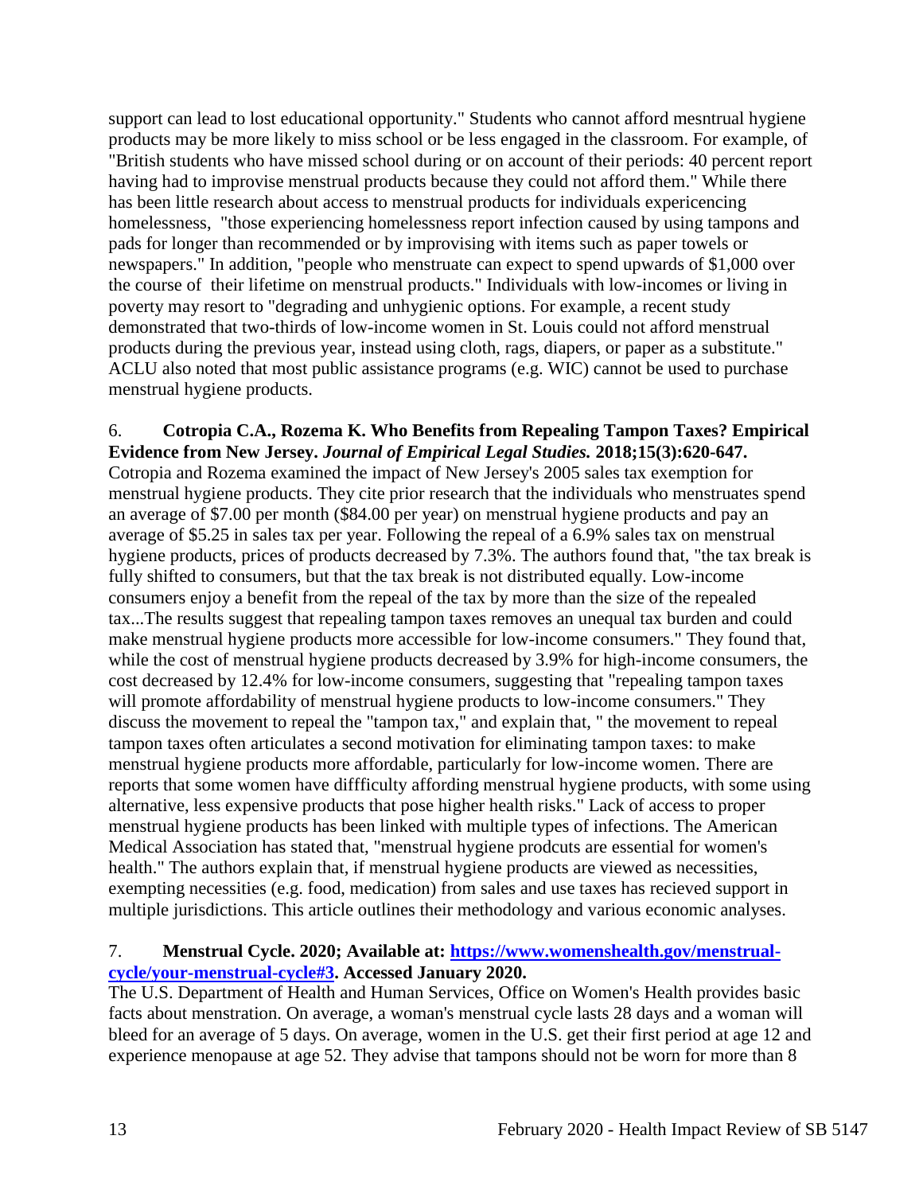support can lead to lost educational opportunity." Students who cannot afford mesntrual hygiene products may be more likely to miss school or be less engaged in the classroom. For example, of "British students who have missed school during or on account of their periods: 40 percent report having had to improvise menstrual products because they could not afford them." While there has been little research about access to menstrual products for individuals expericencing homelessness, "those experiencing homelessness report infection caused by using tampons and pads for longer than recommended or by improvising with items such as paper towels or newspapers." In addition, "people who menstruate can expect to spend upwards of $1,000 over the course of their lifetime on menstrual products." Individuals with low-incomes or living in poverty may resort to "degrading and unhygienic options. For example, a recent study demonstrated that two-thirds of low-income women in St. Louis could not afford menstrual products during the previous year, instead using cloth, rags, diapers, or paper as a substitute." ACLU also noted that most public assistance programs (e.g. WIC) cannot be used to purchase menstrual hygiene products.

6. **Cotropia C.A., Rozema K. Who Benefits from Repealing Tampon Taxes? Empirical Evidence from New Jersey. *Journal of Empirical Legal Studies.* 2018;15(3):620-647.**
Cotropia and Rozema examined the impact of New Jersey's 2005 sales tax exemption for menstrual hygiene products. They cite prior research that the individuals who menstruates spend an average of $7.00 per month ($84.00 per year) on menstrual hygiene products and pay an average of $5.25 in sales tax per year. Following the repeal of a 6.9% sales tax on menstrual hygiene products, prices of products decreased by 7.3%. The authors found that, "the tax break is fully shifted to consumers, but that the tax break is not distributed equally. Low-income consumers enjoy a benefit from the repeal of the tax by more than the size of the repealed tax...The results suggest that repealing tampon taxes removes an unequal tax burden and could make menstrual hygiene products more accessible for low-income consumers." They found that, while the cost of menstrual hygiene products decreased by 3.9% for high-income consumers, the cost decreased by 12.4% for low-income consumers, suggesting that "repealing tampon taxes will promote affordability of menstrual hygiene products to low-income consumers." They discuss the movement to repeal the "tampon tax," and explain that, " the movement to repeal tampon taxes often articulates a second motivation for eliminating tampon taxes: to make menstrual hygiene products more affordable, particularly for low-income women. There are reports that some women have diffficulty affording menstrual hygiene products, with some using alternative, less expensive products that pose higher health risks." Lack of access to proper menstrual hygiene products has been linked with multiple types of infections. The American Medical Association has stated that, "menstrual hygiene prodcuts are essential for women's health." The authors explain that, if menstrual hygiene products are viewed as necessities, exempting necessities (e.g. food, medication) from sales and use taxes has recieved support in multiple jurisdictions. This article outlines their methodology and various economic analyses.

7. **Menstrual Cycle. 2020; Available at: [https://www.womenshealth.gov/menstrual-cycle/your-menstrual-cycle#3](https://www.womenshealth.gov/menstrual-cycle/your-menstrual-cycle#3). Accessed January 2020.**
The U.S. Department of Health and Human Services, Office on Women's Health provides basic facts about menstration. On average, a woman's menstrual cycle lasts 28 days and a woman will bleed for an average of 5 days. On average, women in the U.S. get their first period at age 12 and experience menopause at age 52. They advise that tampons should not be worn for more than 8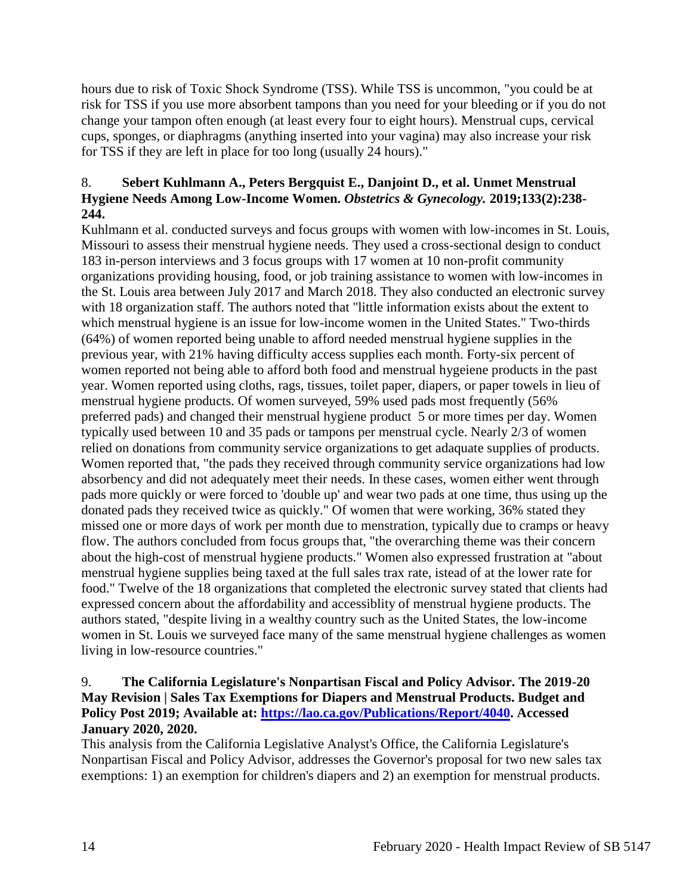hours due to risk of Toxic Shock Syndrome (TSS). While TSS is uncommon, "you could be at risk for TSS if you use more absorbent tampons than you need for your bleeding or if you do not change your tampon often enough (at least every four to eight hours). Menstrual cups, cervical cups, sponges, or diaphragms (anything inserted into your vagina) may also increase your risk for TSS if they are left in place for too long (usually 24 hours)."

8. **Sebert Kuhlmann A., Peters Bergquist E., Danjoint D., et al. Unmet Menstrual Hygiene Needs Among Low-Income Women. *Obstetrics & Gynecology.* 2019;133(2):238-244.**

Kuhlmann et al. conducted surveys and focus groups with women with low-incomes in St. Louis, Missouri to assess their menstrual hygiene needs. They used a cross-sectional design to conduct 183 in-person interviews and 3 focus groups with 17 women at 10 non-profit community organizations providing housing, food, or job training assistance to women with low-incomes in the St. Louis area between July 2017 and March 2018. They also conducted an electronic survey with 18 organization staff. The authors noted that "little information exists about the extent to which menstrual hygiene is an issue for low-income women in the United States." Two-thirds (64%) of women reported being unable to afford needed menstrual hygiene supplies in the previous year, with 21% having difficulty access supplies each month. Forty-six percent of women reported not being able to afford both food and menstrual hygeiene products in the past year. Women reported using cloths, rags, tissues, toilet paper, diapers, or paper towels in lieu of menstrual hygiene products. Of women surveyed, 59% used pads most frequently (56% preferred pads) and changed their menstrual hygiene product 5 or more times per day. Women typically used between 10 and 35 pads or tampons per menstrual cycle. Nearly 2/3 of women relied on donations from community service organizations to get adaquate supplies of products. Women reported that, "the pads they received through community service organizations had low absorbency and did not adequately meet their needs. In these cases, women either went through pads more quickly or were forced to 'double up' and wear two pads at one time, thus using up the donated pads they received twice as quickly." Of women that were working, 36% stated they missed one or more days of work per month due to menstration, typically due to cramps or heavy flow. The authors concluded from focus groups that, "the overarching theme was their concern about the high-cost of menstrual hygiene products." Women also expressed frustration at "about menstrual hygiene supplies being taxed at the full sales trax rate, istead of at the lower rate for food." Twelve of the 18 organizations that completed the electronic survey stated that clients had expressed concern about the affordability and accessiblity of menstrual hygiene products. The authors stated, "despite living in a wealthy country such as the United States, the low-income women in St. Louis we surveyed face many of the same menstrual hygiene challenges as women living in low-resource countries."

9. **The California Legislature's Nonpartisan Fiscal and Policy Advisor. The 2019-20 May Revision | Sales Tax Exemptions for Diapers and Menstrual Products. Budget and Policy Post 2019; Available at: [https://lao.ca.gov/Publications/Report/4040](https://lao.ca.gov/Publications/Report/4040). Accessed January 2020, 2020.**

This analysis from the California Legislative Analyst's Office, the California Legislature's Nonpartisan Fiscal and Policy Advisor, addresses the Governor's proposal for two new sales tax exemptions: 1) an exemption for children's diapers and 2) an exemption for menstrual products.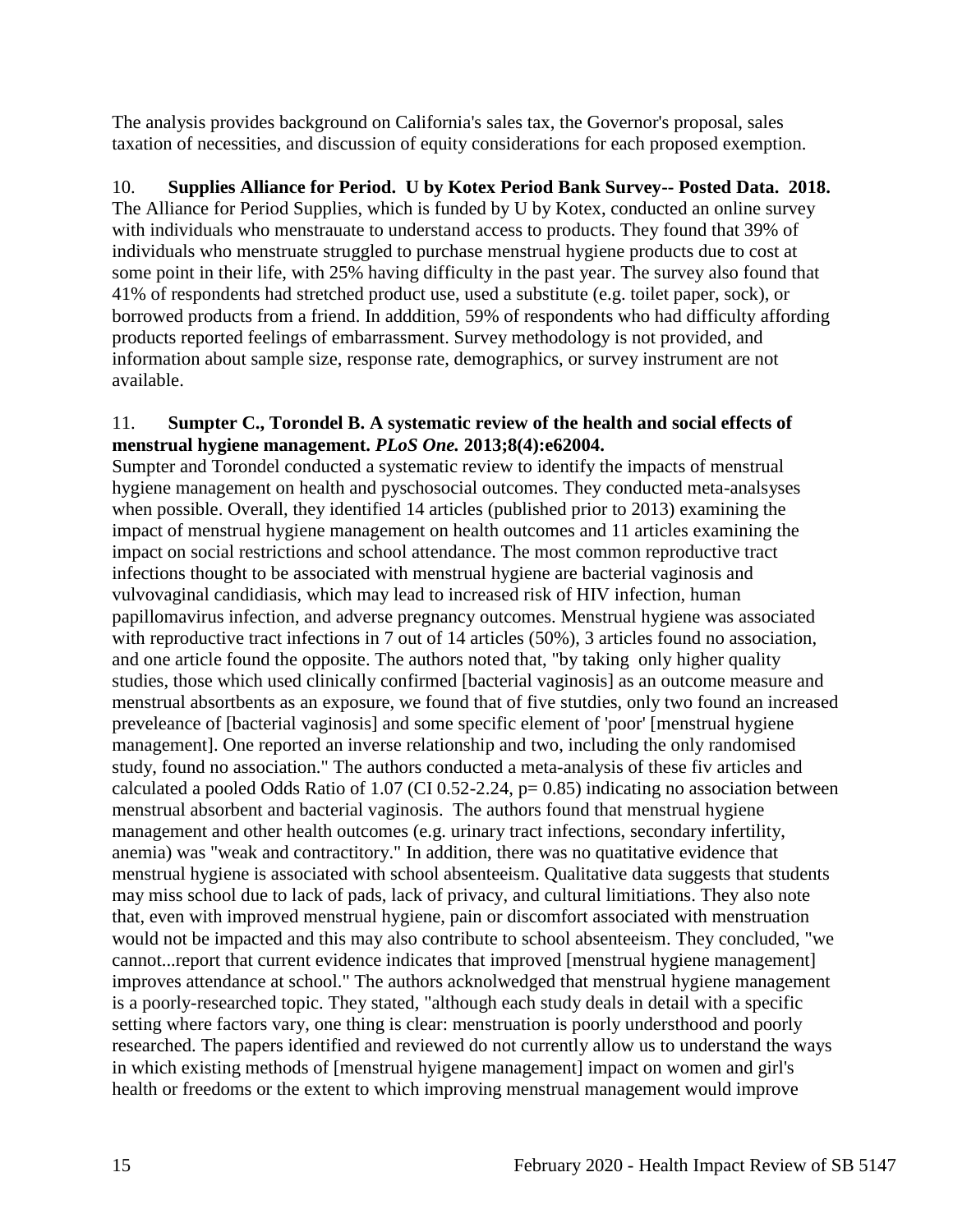The analysis provides background on California's sales tax, the Governor's proposal, sales taxation of necessities, and discussion of equity considerations for each proposed exemption.

10. **Supplies Alliance for Period. U by Kotex Period Bank Survey-- Posted Data. 2018.** The Alliance for Period Supplies, which is funded by U by Kotex, conducted an online survey with individuals who menstrauate to understand access to products. They found that 39% of individuals who menstruate struggled to purchase menstrual hygiene products due to cost at some point in their life, with 25% having difficulty in the past year. The survey also found that 41% of respondents had stretched product use, used a substitute (e.g. toilet paper, sock), or borrowed products from a friend. In adddition, 59% of respondents who had difficulty affording products reported feelings of embarrassment. Survey methodology is not provided, and information about sample size, response rate, demographics, or survey instrument are not available.

11. **Sumpter C., Torondel B. A systematic review of the health and social effects of menstrual hygiene management.** ***PLoS One.*** **2013;8(4):e62004.**
Sumpter and Torondel conducted a systematic review to identify the impacts of menstrual hygiene management on health and pyschosocial outcomes. They conducted meta-analsyses when possible. Overall, they identified 14 articles (published prior to 2013) examining the impact of menstrual hygiene management on health outcomes and 11 articles examining the impact on social restrictions and school attendance. The most common reproductive tract infections thought to be associated with menstrual hygiene are bacterial vaginosis and vulvovaginal candidiasis, which may lead to increased risk of HIV infection, human papillomavirus infection, and adverse pregnancy outcomes. Menstrual hygiene was associated with reproductive tract infections in 7 out of 14 articles (50%), 3 articles found no association, and one article found the opposite. The authors noted that, "by taking only higher quality studies, those which used clinically confirmed [bacterial vaginosis] as an outcome measure and menstrual absortbents as an exposure, we found that of five stutdies, only two found an increased preveleance of [bacterial vaginosis] and some specific element of 'poor' [menstrual hygiene management]. One reported an inverse relationship and two, including the only randomised study, found no association." The authors conducted a meta-analysis of these fiv articles and calculated a pooled Odds Ratio of 1.07 (CI 0.52-2.24, $p= 0.85$) indicating no association between menstrual absorbent and bacterial vaginosis. The authors found that menstrual hygiene management and other health outcomes (e.g. urinary tract infections, secondary infertility, anemia) was "weak and contractitory." In addition, there was no quatitative evidence that menstrual hygiene is associated with school absenteeism. Qualitative data suggests that students may miss school due to lack of pads, lack of privacy, and cultural limitiations. They also note that, even with improved menstrual hygiene, pain or discomfort associated with menstruation would not be impacted and this may also contribute to school absenteeism. They concluded, "we cannot...report that current evidence indicates that improved [menstrual hygiene management] improves attendance at school." The authors acknolwedged that menstrual hygiene management is a poorly-researched topic. They stated, "although each study deals in detail with a specific setting where factors vary, one thing is clear: menstruation is poorly understhood and poorly researched. The papers identified and reviewed do not currently allow us to understand the ways in which existing methods of [menstrual hyigene management] impact on women and girl's health or freedoms or the extent to which improving menstrual management would improve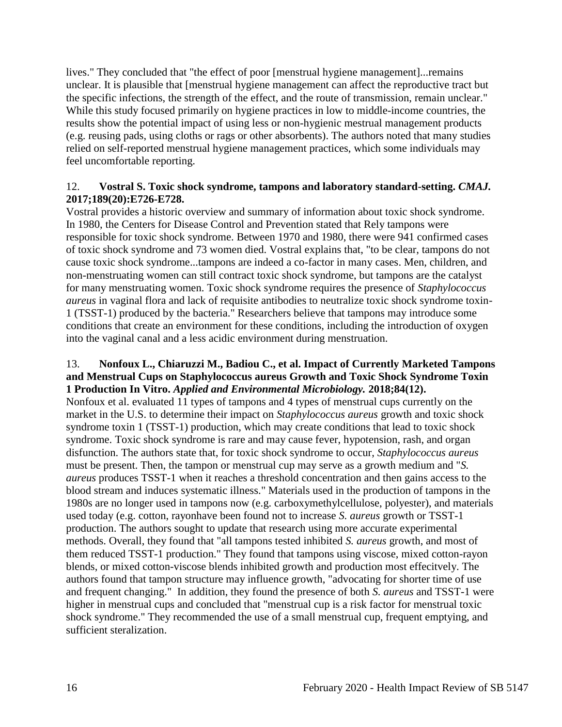lives." They concluded that "the effect of poor [menstrual hygiene management]...remains unclear. It is plausible that [menstrual hygiene management can affect the reproductive tract but the specific infections, the strength of the effect, and the route of transmission, remain unclear." While this study focused primarily on hygiene practices in low to middle-income countries, the results show the potential impact of using less or non-hygienic mestrual management products (e.g. reusing pads, using cloths or rags or other absorbents). The authors noted that many studies relied on self-reported menstrual hygiene management practices, which some individuals may feel uncomfortable reporting.

12. **Vostral S. Toxic shock syndrome, tampons and laboratory standard-setting. *CMAJ.* 2017;189(20):E726-E728.**

Vostral provides a historic overview and summary of information about toxic shock syndrome. In 1980, the Centers for Disease Control and Prevention stated that Rely tampons were responsible for toxic shock syndrome. Between 1970 and 1980, there were 941 confirmed cases of toxic shock syndrome and 73 women died. Vostral explains that, "to be clear, tampons do not cause toxic shock syndrome...tampons are indeed a co-factor in many cases. Men, children, and non-menstruating women can still contract toxic shock syndrome, but tampons are the catalyst for many menstruating women. Toxic shock syndrome requires the presence of *Staphylococcus aureus* in vaginal flora and lack of requisite antibodies to neutralize toxic shock syndrome toxin-1 (TSST-1) produced by the bacteria." Researchers believe that tampons may introduce some conditions that create an environment for these conditions, including the introduction of oxygen into the vaginal canal and a less acidic environment during menstruation.

13. **Nonfoux L., Chiaruzzi M., Badiou C., et al. Impact of Currently Marketed Tampons and Menstrual Cups on Staphylococcus aureus Growth and Toxic Shock Syndrome Toxin 1 Production In Vitro. *Applied and Environmental Microbiology.* 2018;84(12).**

Nonfoux et al. evaluated 11 types of tampons and 4 types of menstrual cups currently on the market in the U.S. to determine their impact on *Staphylococcus aureus* growth and toxic shock syndrome toxin 1 (TSST-1) production, which may create conditions that lead to toxic shock syndrome. Toxic shock syndrome is rare and may cause fever, hypotension, rash, and organ disfunction. The authors state that, for toxic shock syndrome to occur, *Staphylococcus aureus* must be present. Then, the tampon or menstrual cup may serve as a growth medium and "*S. aureus* produces TSST-1 when it reaches a threshold concentration and then gains access to the blood stream and induces systematic illness." Materials used in the production of tampons in the 1980s are no longer used in tampons now (e.g. carboxymethylcellulose, polyester), and materials used today (e.g. cotton, rayonhave been found not to increase *S. aureus* growth or TSST-1 production. The authors sought to update that research using more accurate experimental methods. Overall, they found that "all tampons tested inhibited *S. aureus* growth, and most of them reduced TSST-1 production." They found that tampons using viscose, mixed cotton-rayon blends, or mixed cotton-viscose blends inhibited growth and production most effecitvely. The authors found that tampon structure may influence growth, "advocating for shorter time of use and frequent changing." In addition, they found the presence of both *S. aureus* and TSST-1 were higher in menstrual cups and concluded that "menstrual cup is a risk factor for menstrual toxic shock syndrome." They recommended the use of a small menstrual cup, frequent emptying, and sufficient steralization.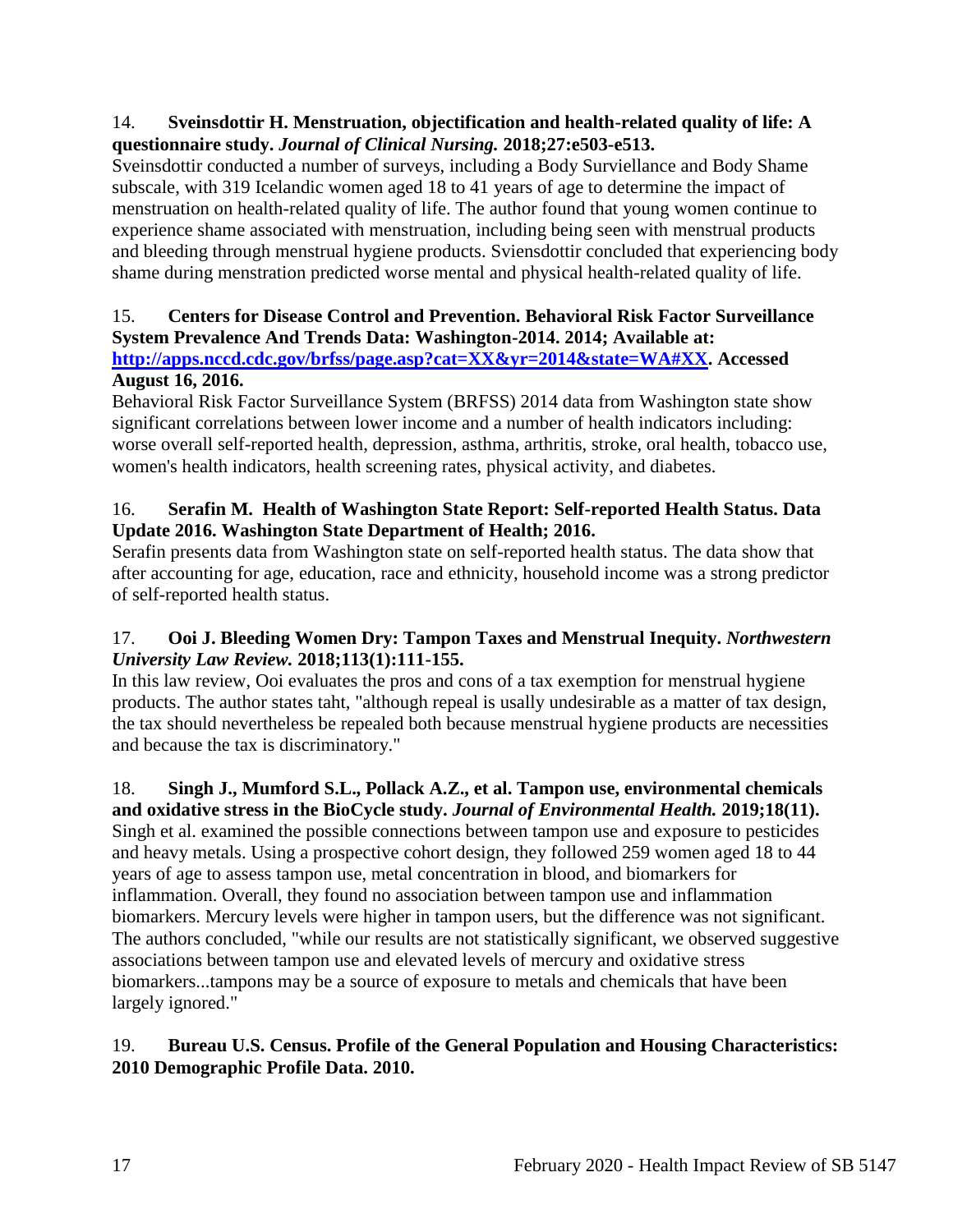14. **Sveinsdottir H. Menstruation, objectification and health-related quality of life: A questionnaire study.** ***Journal of Clinical Nursing.*** **2018;27:e503-e513.**

Sveinsdottir conducted a number of surveys, including a Body Surviellance and Body Shame subscale, with 319 Icelandic women aged 18 to 41 years of age to determine the impact of menstruation on health-related quality of life. The author found that young women continue to experience shame associated with menstruation, including being seen with menstrual products and bleeding through menstrual hygiene products. Sviensdottir concluded that experiencing body shame during menstration predicted worse mental and physical health-related quality of life.

15. **Centers for Disease Control and Prevention. Behavioral Risk Factor Surveillance System Prevalence And Trends Data: Washington-2014. 2014; Available at: [http://apps.nccd.cdc.gov/brfss/page.asp?cat=XX&yr=2014&state=WA#XX](http://apps.nccd.cdc.gov/brfss/page.asp?cat=XX&yr=2014&state=WA#XX). Accessed August 16, 2016.**

Behavioral Risk Factor Surveillance System (BRFSS) 2014 data from Washington state show significant correlations between lower income and a number of health indicators including: worse overall self-reported health, depression, asthma, arthritis, stroke, oral health, tobacco use, women's health indicators, health screening rates, physical activity, and diabetes.

16. **Serafin M. Health of Washington State Report: Self-reported Health Status. Data Update 2016. Washington State Department of Health; 2016.**

Serafin presents data from Washington state on self-reported health status. The data show that after accounting for age, education, race and ethnicity, household income was a strong predictor of self-reported health status.

17. **Ooi J. Bleeding Women Dry: Tampon Taxes and Menstrual Inequity.** ***Northwestern University Law Review.*** **2018;113(1):111-155.**

In this law review, Ooi evaluates the pros and cons of a tax exemption for menstrual hygiene products. The author states taht, "although repeal is usally undesirable as a matter of tax design, the tax should nevertheless be repealed both because menstrual hygiene products are necessities and because the tax is discriminatory."

18. **Singh J., Mumford S.L., Pollack A.Z., et al. Tampon use, environmental chemicals and oxidative stress in the BioCycle study.** ***Journal of Environmental Health.*** **2019;18(11).**

Singh et al. examined the possible connections between tampon use and exposure to pesticides and heavy metals. Using a prospective cohort design, they followed 259 women aged 18 to 44 years of age to assess tampon use, metal concentration in blood, and biomarkers for inflammation. Overall, they found no association between tampon use and inflammation biomarkers. Mercury levels were higher in tampon users, but the difference was not significant. The authors concluded, "while our results are not statistically significant, we observed suggestive associations between tampon use and elevated levels of mercury and oxidative stress biomarkers...tampons may be a source of exposure to metals and chemicals that have been largely ignored."

19. **Bureau U.S. Census. Profile of the General Population and Housing Characteristics: 2010 Demographic Profile Data. 2010.**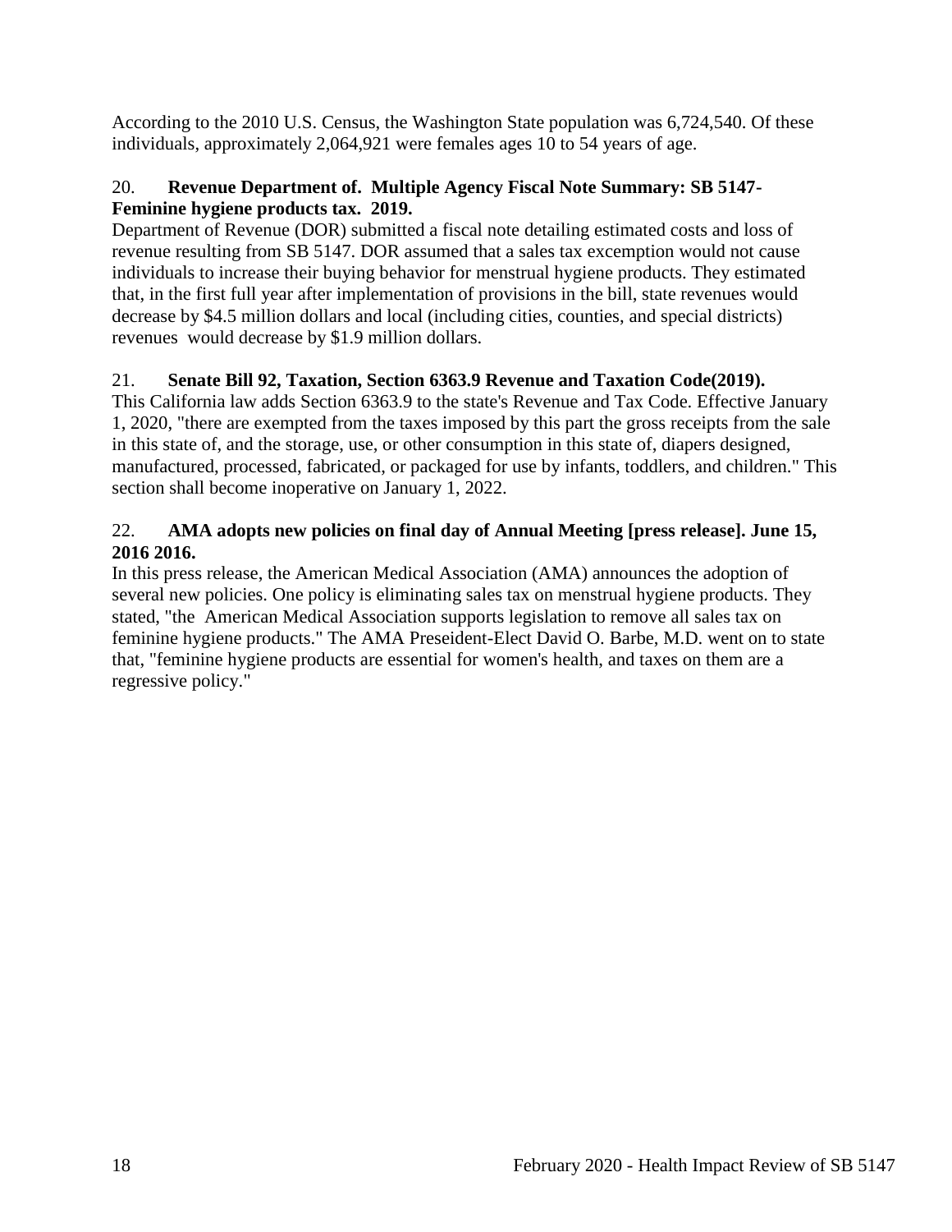According to the 2010 U.S. Census, the Washington State population was 6,724,540. Of these individuals, approximately 2,064,921 were females ages 10 to 54 years of age.

20. **Revenue Department of. Multiple Agency Fiscal Note Summary: SB 5147- Feminine hygiene products tax. 2019.**
Department of Revenue (DOR) submitted a fiscal note detailing estimated costs and loss of revenue resulting from SB 5147. DOR assumed that a sales tax excemption would not cause individuals to increase their buying behavior for menstrual hygiene products. They estimated that, in the first full year after implementation of provisions in the bill, state revenues would decrease by $4.5 million dollars and local (including cities, counties, and special districts) revenues would decrease by $1.9 million dollars.

21. **Senate Bill 92, Taxation, Section 6363.9 Revenue and Taxation Code(2019).**
This California law adds Section 6363.9 to the state's Revenue and Tax Code. Effective January 1, 2020, "there are exempted from the taxes imposed by this part the gross receipts from the sale in this state of, and the storage, use, or other consumption in this state of, diapers designed, manufactured, processed, fabricated, or packaged for use by infants, toddlers, and children." This section shall become inoperative on January 1, 2022.

22. **AMA adopts new policies on final day of Annual Meeting [press release]. June 15, 2016 2016.**
In this press release, the American Medical Association (AMA) announces the adoption of several new policies. One policy is eliminating sales tax on menstrual hygiene products. They stated, "the American Medical Association supports legislation to remove all sales tax on feminine hygiene products." The AMA Preseident-Elect David O. Barbe, M.D. went on to state that, "feminine hygiene products are essential for women's health, and taxes on them are a regressive policy."